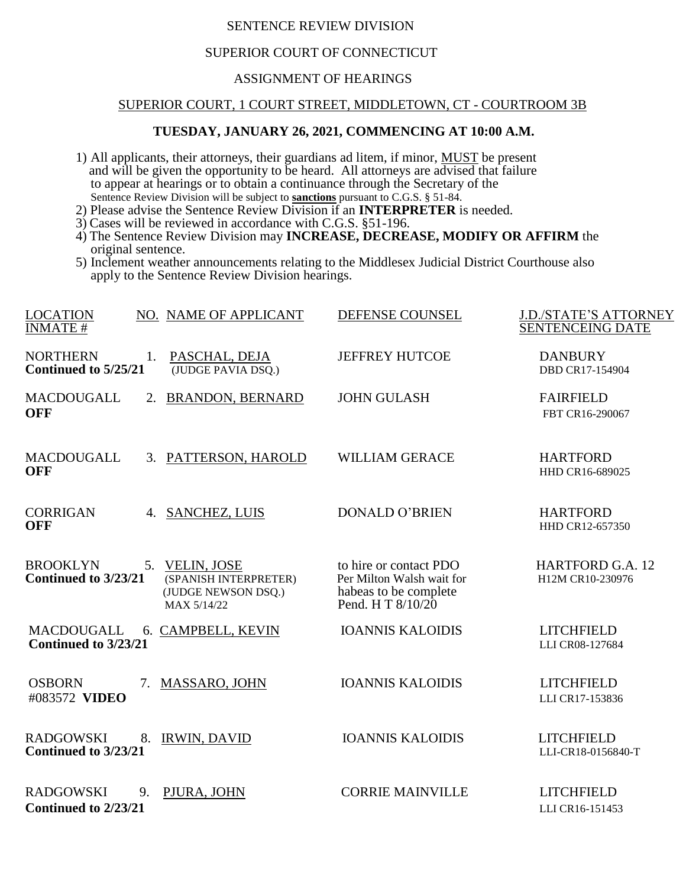SENTENCE REVIEW DIVISION

SUPERIOR COURT OF CONNECTICUT

ASSIGNMENT OF HEARINGS

SUPERIOR COURT, 1 COURT STREET, MIDDLETOWN, CT - COURTROOM 3B

**TUESDAY, JANUARY 26, 2021, COMMENCING AT 10:00 A.M.**

1) All applicants, their attorneys, their guardians ad litem, if minor, MUST be present and will be given the opportunity to be heard. All attorneys are advised that failure to appear at hearings or to obtain a continuance through the Secretary of the Sentence Review Division will be subject to **sanctions** pursuant to C.G.S. § 51-84.
2) Please advise the Sentence Review Division if an **INTERPRETER** is needed.
3) Cases will be reviewed in accordance with C.G.S. §51-196.
4) The Sentence Review Division may **INCREASE, DECREASE, MODIFY OR AFFIRM** the original sentence.
5) Inclement weather announcements relating to the Middlesex Judicial District Courthouse also apply to the Sentence Review Division hearings.

| LOCATION INMATE # | NO. | NAME OF APPLICANT | DEFENSE COUNSEL | J.D./STATE'S ATTORNEY SENTENCEING DATE |
|---|---|---|---|---|
| NORTHERN **Continued to 5/25/21** | 1. | PASCHAL, DEJA (JUDGE PAVIA DSQ.) | JEFFREY HUTCOE | DANBURY DBD CR17-154904 |
| MACDOUGALL **OFF** | 2. | BRANDON, BERNARD | JOHN GULASH | FAIRFIELD FBT CR16-290067 |
| MACDOUGALL **OFF** | 3. | PATTERSON, HAROLD | WILLIAM GERACE | HARTFORD HHD CR16-689025 |
| CORRIGAN **OFF** | 4. | SANCHEZ, LUIS | DONALD O'BRIEN | HARTFORD HHD CR12-657350 |
| BROOKLYN **Continued to 3/23/21** | 5. | VELIN, JOSE (SPANISH INTERPRETER) (JUDGE NEWSON DSQ.) MAX 5/14/22 | to hire or contact PDO Per Milton Walsh wait for habeas to be complete Pend. H T 8/10/20 | HARTFORD G.A. 12 H12M CR10-230976 |
| MACDOUGALL **Continued to 3/23/21** | 6. | CAMPBELL, KEVIN | IOANNIS KALOIDIS | LITCHFIELD LLI CR08-127684 |
| OSBORN #083572 **VIDEO** | 7. | MASSARO, JOHN | IOANNIS KALOIDIS | LITCHFIELD LLI CR17-153836 |
| RADGOWSKI **Continued to 3/23/21** | 8. | IRWIN, DAVID | IOANNIS KALOIDIS | LITCHFIELD LLI-CR18-0156840-T |
| RADGOWSKI **Continued to 2/23/21** | 9. | PJURA, JOHN | CORRIE MAINVILLE | LITCHFIELD LLI CR16-151453 |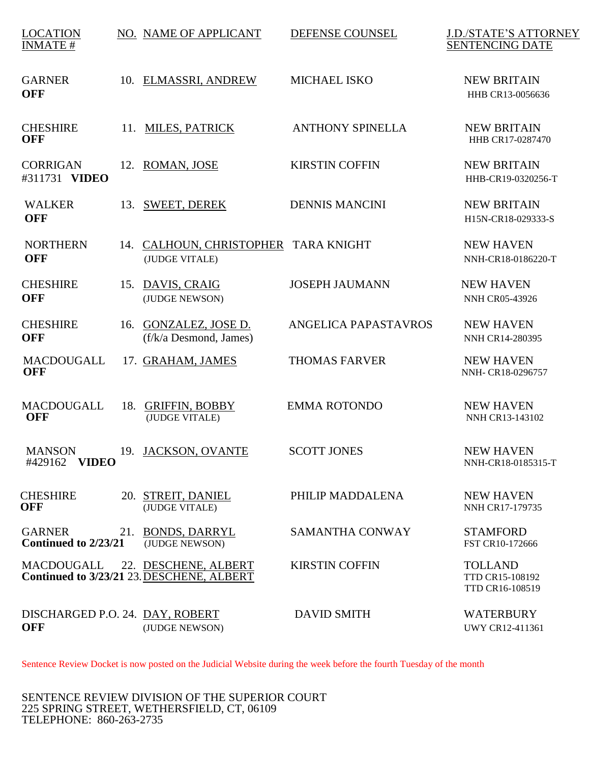| LOCATION INMATE # | NO. | NAME OF APPLICANT | DEFENSE COUNSEL | J.D./STATE'S ATTORNEY SENTENCING DATE |
|---|---|---|---|---|
| GARNER **OFF** | 10. | ELMASSRI, ANDREW | MICHAEL ISKO | NEW BRITAIN HHB CR13-0056636 |
| CHESHIRE **OFF** | 11. | MILES, PATRICK | ANTHONY SPINELLA | NEW BRITAIN HHB CR17-0287470 |
| CORRIGAN #311731 **VIDEO** | 12. | ROMAN, JOSE | KIRSTIN COFFIN | NEW BRITAIN HHB-CR19-0320256-T |
| WALKER **OFF** | 13. | SWEET, DEREK | DENNIS MANCINI | NEW BRITAIN H15N-CR18-029333-S |
| NORTHERN **OFF** | 14. | CALHOUN, CHRISTOPHER (JUDGE VITALE) | TARA KNIGHT | NEW HAVEN NNH-CR18-0186220-T |
| CHESHIRE **OFF** | 15. | DAVIS, CRAIG (JUDGE NEWSON) | JOSEPH JAUMANN | NEW HAVEN NNH CR05-43926 |
| CHESHIRE **OFF** | 16. | GONZALEZ, JOSE D. (f/k/a Desmond, James) | ANGELICA PAPASTAVROS | NEW HAVEN NNH CR14-280395 |
| MACDOUGALL **OFF** | 17. | GRAHAM, JAMES | THOMAS FARVER | NEW HAVEN NNH- CR18-0296757 |
| MACDOUGALL **OFF** | 18. | GRIFFIN, BOBBY (JUDGE VITALE) | EMMA ROTONDO | NEW HAVEN NNH CR13-143102 |
| MANSON #429162 **VIDEO** | 19. | JACKSON, OVANTE | SCOTT JONES | NEW HAVEN NNH-CR18-0185315-T |
| CHESHIRE **OFF** | 20. | STREIT, DANIEL (JUDGE VITALE) | PHILIP MADDALENA | NEW HAVEN NNH CR17-179735 |
| GARNER **Continued to 2/23/21** | 21. | BONDS, DARRYL (JUDGE NEWSON) | SAMANTHA CONWAY | STAMFORD FST CR10-172666 |
| MACDOUGALL **Continued to 3/23/21** | 22. 23. | DESCHENE, ALBERT DESCHENE, ALBERT | KIRSTIN COFFIN | TOLLAND TTD CR15-108192 TTD CR16-108519 |
| DISCHARGED P.O. **OFF** | 24. | DAY, ROBERT (JUDGE NEWSON) | DAVID SMITH | WATERBURY UWY CR12-411361 |

Sentence Review Docket is now posted on the Judicial Website during the week before the fourth Tuesday of the month

SENTENCE REVIEW DIVISION OF THE SUPERIOR COURT
225 SPRING STREET, WETHERSFIELD, CT, 06109
TELEPHONE: 860-263-2735